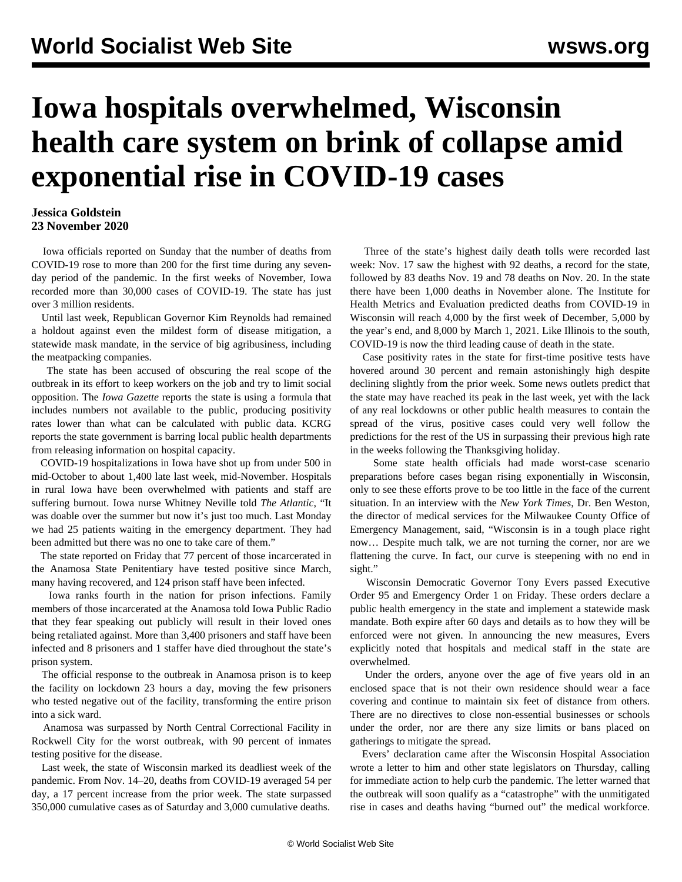# Iowa hospitals overwhelmed, Wisconsin health care system on brink of collapse amid exponential rise in COVID-19 cases

**Jessica Goldstein**
**23 November 2020**

Iowa officials reported on Sunday that the number of deaths from COVID-19 rose to more than 200 for the first time during any seven-day period of the pandemic. In the first weeks of November, Iowa recorded more than 30,000 cases of COVID-19. The state has just over 3 million residents.

Until last week, Republican Governor Kim Reynolds had remained a holdout against even the mildest form of disease mitigation, a statewide mask mandate, in the service of big agribusiness, including the meatpacking companies.

The state has been accused of obscuring the real scope of the outbreak in its effort to keep workers on the job and try to limit social opposition. The *Iowa Gazette* reports the state is using a formula that includes numbers not available to the public, producing positivity rates lower than what can be calculated with public data. KCRG reports the state government is barring local public health departments from releasing information on hospital capacity.

COVID-19 hospitalizations in Iowa have shot up from under 500 in mid-October to about 1,400 late last week, mid-November. Hospitals in rural Iowa have been overwhelmed with patients and staff are suffering burnout. Iowa nurse Whitney Neville told *The Atlantic*, "It was doable over the summer but now it's just too much. Last Monday we had 25 patients waiting in the emergency department. They had been admitted but there was no one to take care of them."

The state reported on Friday that 77 percent of those incarcerated in the Anamosa State Penitentiary have tested positive since March, many having recovered, and 124 prison staff have been infected.

Iowa ranks fourth in the nation for prison infections. Family members of those incarcerated at the Anamosa told Iowa Public Radio that they fear speaking out publicly will result in their loved ones being retaliated against. More than 3,400 prisoners and staff have been infected and 8 prisoners and 1 staffer have died throughout the state's prison system.

The official response to the outbreak in Anamosa prison is to keep the facility on lockdown 23 hours a day, moving the few prisoners who tested negative out of the facility, transforming the entire prison into a sick ward.

Anamosa was surpassed by North Central Correctional Facility in Rockwell City for the worst outbreak, with 90 percent of inmates testing positive for the disease.

Last week, the state of Wisconsin marked its deadliest week of the pandemic. From Nov. 14–20, deaths from COVID-19 averaged 54 per day, a 17 percent increase from the prior week. The state surpassed 350,000 cumulative cases as of Saturday and 3,000 cumulative deaths.

Three of the state's highest daily death tolls were recorded last week: Nov. 17 saw the highest with 92 deaths, a record for the state, followed by 83 deaths Nov. 19 and 78 deaths on Nov. 20. In the state there have been 1,000 deaths in November alone. The Institute for Health Metrics and Evaluation predicted deaths from COVID-19 in Wisconsin will reach 4,000 by the first week of December, 5,000 by the year's end, and 8,000 by March 1, 2021. Like Illinois to the south, COVID-19 is now the third leading cause of death in the state.

Case positivity rates in the state for first-time positive tests have hovered around 30 percent and remain astonishingly high despite declining slightly from the prior week. Some news outlets predict that the state may have reached its peak in the last week, yet with the lack of any real lockdowns or other public health measures to contain the spread of the virus, positive cases could very well follow the predictions for the rest of the US in surpassing their previous high rate in the weeks following the Thanksgiving holiday.

Some state health officials had made worst-case scenario preparations before cases began rising exponentially in Wisconsin, only to see these efforts prove to be too little in the face of the current situation. In an interview with the *New York Times*, Dr. Ben Weston, the director of medical services for the Milwaukee County Office of Emergency Management, said, "Wisconsin is in a tough place right now… Despite much talk, we are not turning the corner, nor are we flattening the curve. In fact, our curve is steepening with no end in sight."

Wisconsin Democratic Governor Tony Evers passed Executive Order 95 and Emergency Order 1 on Friday. These orders declare a public health emergency in the state and implement a statewide mask mandate. Both expire after 60 days and details as to how they will be enforced were not given. In announcing the new measures, Evers explicitly noted that hospitals and medical staff in the state are overwhelmed.

Under the orders, anyone over the age of five years old in an enclosed space that is not their own residence should wear a face covering and continue to maintain six feet of distance from others. There are no directives to close non-essential businesses or schools under the order, nor are there any size limits or bans placed on gatherings to mitigate the spread.

Evers' declaration came after the Wisconsin Hospital Association wrote a letter to him and other state legislators on Thursday, calling for immediate action to help curb the pandemic. The letter warned that the outbreak will soon qualify as a "catastrophe" with the unmitigated rise in cases and deaths having "burned out" the medical workforce.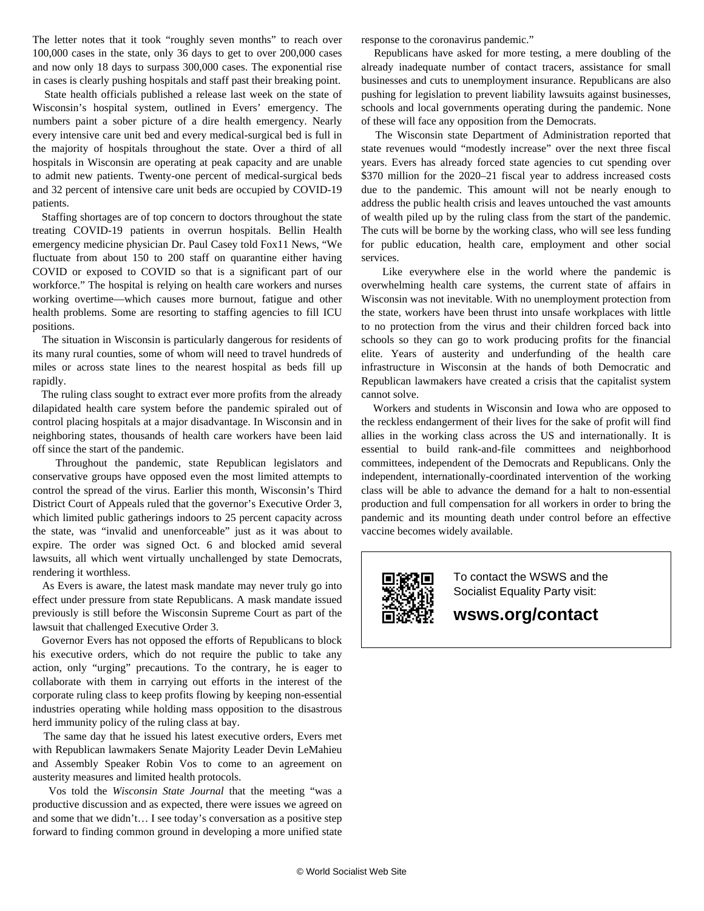The letter notes that it took "roughly seven months" to reach over 100,000 cases in the state, only 36 days to get to over 200,000 cases and now only 18 days to surpass 300,000 cases. The exponential rise in cases is clearly pushing hospitals and staff past their breaking point.

State health officials published a release last week on the state of Wisconsin's hospital system, outlined in Evers' emergency. The numbers paint a sober picture of a dire health emergency. Nearly every intensive care unit bed and every medical-surgical bed is full in the majority of hospitals throughout the state. Over a third of all hospitals in Wisconsin are operating at peak capacity and are unable to admit new patients. Twenty-one percent of medical-surgical beds and 32 percent of intensive care unit beds are occupied by COVID-19 patients.

Staffing shortages are of top concern to doctors throughout the state treating COVID-19 patients in overrun hospitals. Bellin Health emergency medicine physician Dr. Paul Casey told Fox11 News, "We fluctuate from about 150 to 200 staff on quarantine either having COVID or exposed to COVID so that is a significant part of our workforce." The hospital is relying on health care workers and nurses working overtime—which causes more burnout, fatigue and other health problems. Some are resorting to staffing agencies to fill ICU positions.

The situation in Wisconsin is particularly dangerous for residents of its many rural counties, some of whom will need to travel hundreds of miles or across state lines to the nearest hospital as beds fill up rapidly.

The ruling class sought to extract ever more profits from the already dilapidated health care system before the pandemic spiraled out of control placing hospitals at a major disadvantage. In Wisconsin and in neighboring states, thousands of health care workers have been laid off since the start of the pandemic.

Throughout the pandemic, state Republican legislators and conservative groups have opposed even the most limited attempts to control the spread of the virus. Earlier this month, Wisconsin's Third District Court of Appeals ruled that the governor's Executive Order 3, which limited public gatherings indoors to 25 percent capacity across the state, was "invalid and unenforceable" just as it was about to expire. The order was signed Oct. 6 and blocked amid several lawsuits, all which went virtually unchallenged by state Democrats, rendering it worthless.

As Evers is aware, the latest mask mandate may never truly go into effect under pressure from state Republicans. A mask mandate issued previously is still before the Wisconsin Supreme Court as part of the lawsuit that challenged Executive Order 3.

Governor Evers has not opposed the efforts of Republicans to block his executive orders, which do not require the public to take any action, only "urging" precautions. To the contrary, he is eager to collaborate with them in carrying out efforts in the interest of the corporate ruling class to keep profits flowing by keeping non-essential industries operating while holding mass opposition to the disastrous herd immunity policy of the ruling class at bay.

The same day that he issued his latest executive orders, Evers met with Republican lawmakers Senate Majority Leader Devin LeMahieu and Assembly Speaker Robin Vos to come to an agreement on austerity measures and limited health protocols.

Vos told the *Wisconsin State Journal* that the meeting "was a productive discussion and as expected, there were issues we agreed on and some that we didn't… I see today's conversation as a positive step forward to finding common ground in developing a more unified state response to the coronavirus pandemic."

Republicans have asked for more testing, a mere doubling of the already inadequate number of contact tracers, assistance for small businesses and cuts to unemployment insurance. Republicans are also pushing for legislation to prevent liability lawsuits against businesses, schools and local governments operating during the pandemic. None of these will face any opposition from the Democrats.

The Wisconsin state Department of Administration reported that state revenues would "modestly increase" over the next three fiscal years. Evers has already forced state agencies to cut spending over $370 million for the 2020–21 fiscal year to address increased costs due to the pandemic. This amount will not be nearly enough to address the public health crisis and leaves untouched the vast amounts of wealth piled up by the ruling class from the start of the pandemic. The cuts will be borne by the working class, who will see less funding for public education, health care, employment and other social services.

Like everywhere else in the world where the pandemic is overwhelming health care systems, the current state of affairs in Wisconsin was not inevitable. With no unemployment protection from the state, workers have been thrust into unsafe workplaces with little to no protection from the virus and their children forced back into schools so they can go to work producing profits for the financial elite. Years of austerity and underfunding of the health care infrastructure in Wisconsin at the hands of both Democratic and Republican lawmakers have created a crisis that the capitalist system cannot solve.

Workers and students in Wisconsin and Iowa who are opposed to the reckless endangerment of their lives for the sake of profit will find allies in the working class across the US and internationally. It is essential to build rank-and-file committees and neighborhood committees, independent of the Democrats and Republicans. Only the independent, internationally-coordinated intervention of the working class will be able to advance the demand for a halt to non-essential production and full compensation for all workers in order to bring the pandemic and its mounting death under control before an effective vaccine becomes widely available.

To contact the WSWS and the Socialist Equality Party visit:

**wsws.org/contact**